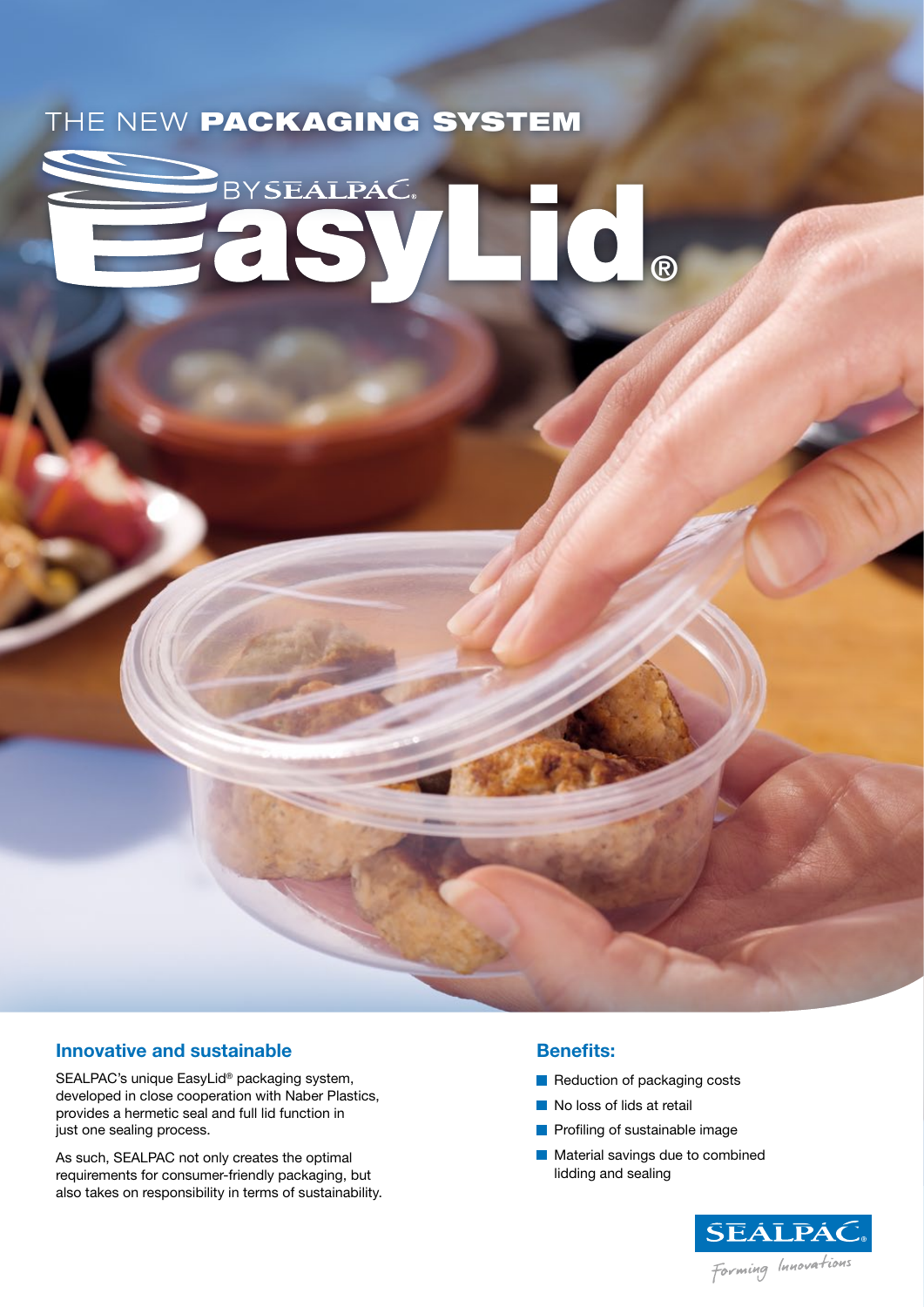THE NEW **PACKAGING SYSTEM**

# EasyLid® BY SEALPAC

## Innovative and sustainable

SEALPAC's unique EasyLid® packaging system, developed in close cooperation with Naber Plastics, provides a hermetic seal and full lid function in just one sealing process.

As such, SEALPAC not only creates the optimal requirements for consumer-friendly packaging, but also takes on responsibility in terms of sustainability.

## Benefits:

- Reduction of packaging costs
- No loss of lids at retail
- Profiling of sustainable image
- Material savings due to combined lidding and sealing

SEALPAC
*Forming Innovations*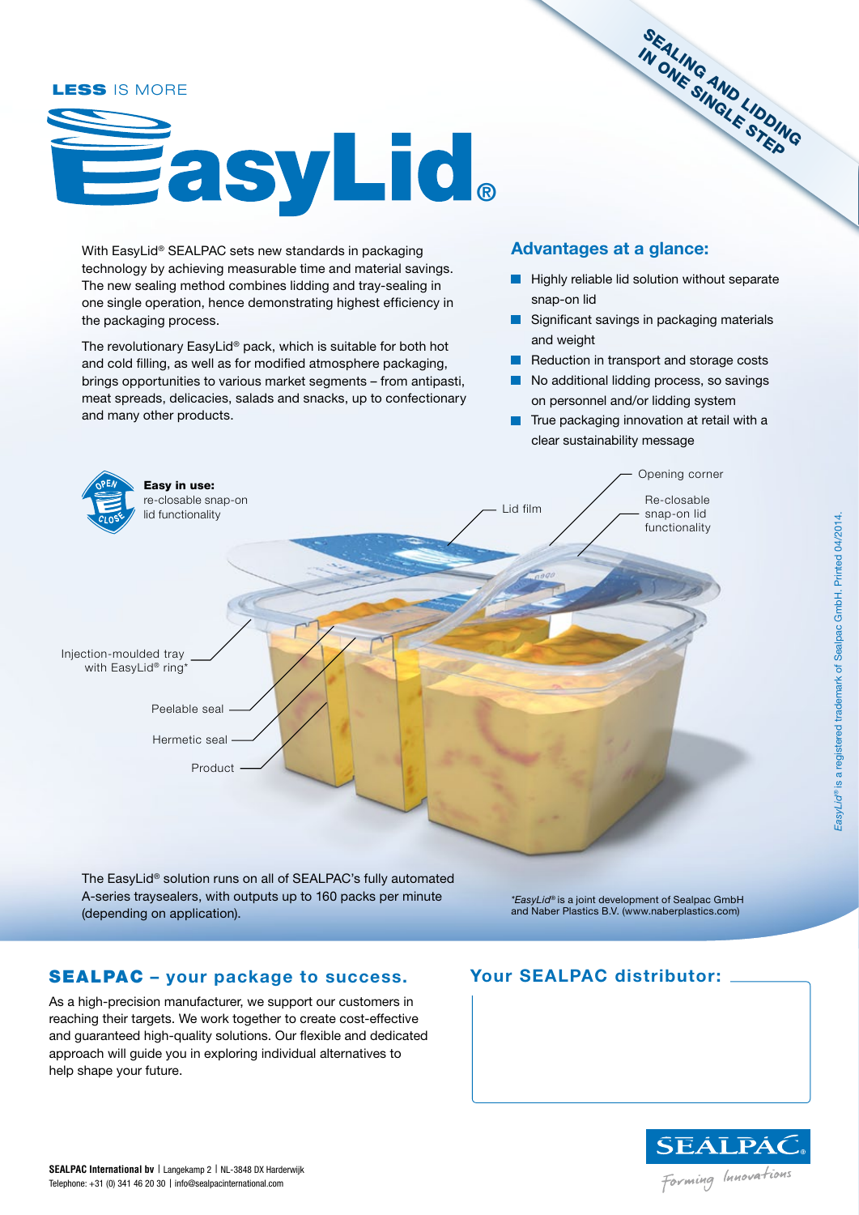LESS IS MORE

# EasyLid®

SEALING AND LIDDING IN ONE SINGLE STEP

With EasyLid® SEALPAC sets new standards in packaging technology by achieving measurable time and material savings. The new sealing method combines lidding and tray-sealing in one single operation, hence demonstrating highest efficiency in the packaging process.

The revolutionary EasyLid® pack, which is suitable for both hot and cold filling, as well as for modified atmosphere packaging, brings opportunities to various market segments – from antipasti, meat spreads, delicacies, salads and snacks, up to confectionary and many other products.

## Advantages at a glance:

- Highly reliable lid solution without separate snap-on lid
- Significant savings in packaging materials and weight
- Reduction in transport and storage costs
- No additional lidding process, so savings on personnel and/or lidding system
- True packaging innovation at retail with a clear sustainability message

**Easy in use:** re-closable snap-on lid functionality

Opening corner

Re-closable snap-on lid functionality

Lid film

Injection-moulded tray with EasyLid® ring*

Peelable seal

Hermetic seal

Product

The EasyLid® solution runs on all of SEALPAC's fully automated A-series traysealers, with outputs up to 160 packs per minute (depending on application).

**EasyLid®* is a joint development of Sealpac GmbH and Naber Plastics B.V. (www.naberplastics.com)

*EasyLid®* is a registered trademark of Sealpac GmbH. Printed 04/2014.

## SEALPAC – your package to success.

As a high-precision manufacturer, we support our customers in reaching their targets. We work together to create cost-effective and guaranteed high-quality solutions. Our flexible and dedicated approach will guide you in exploring individual alternatives to help shape your future.

## Your SEALPAC distributor:

SEALPAC Forming Innovations

**SEALPAC International bv** | Langekamp 2 | NL-3848 DX Harderwijk
Telephone: +31 (0) 341 46 20 30 | info@sealpacinternational.com